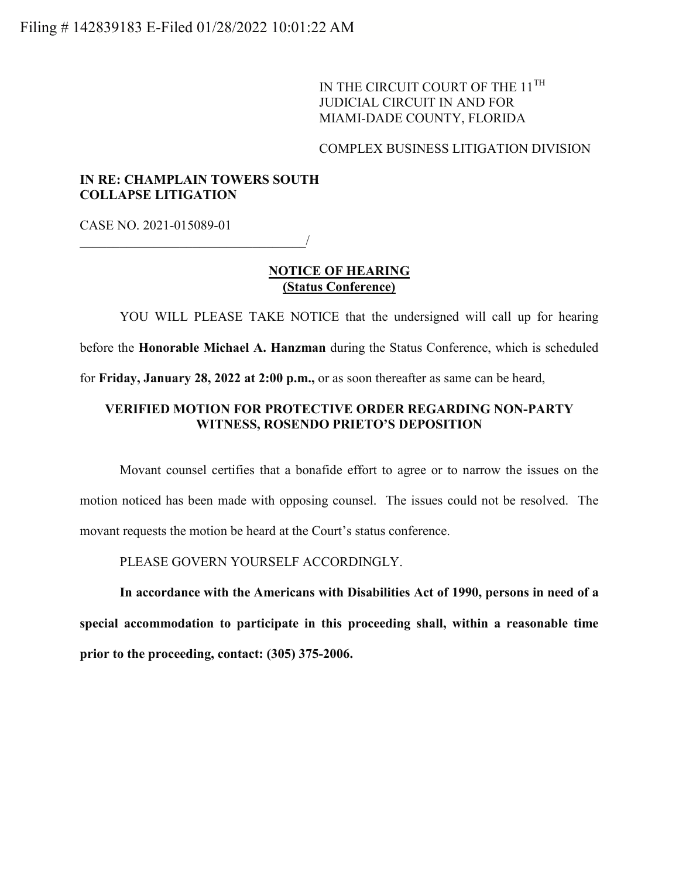Filing # 142839183 E-Filed 01/28/2022 10:01:22 AM

IN THE CIRCUIT COURT OF THE 11TH JUDICIAL CIRCUIT IN AND FOR MIAMI-DADE COUNTY, FLORIDA

COMPLEX BUSINESS LITIGATION DIVISION

**IN RE: CHAMPLAIN TOWERS SOUTH COLLAPSE LITIGATION**

CASE NO. 2021-015089-01
___________________________________/

**NOTICE OF HEARING**
**(Status Conference)**

YOU WILL PLEASE TAKE NOTICE that the undersigned will call up for hearing before the **Honorable Michael A. Hanzman** during the Status Conference, which is scheduled for **Friday, January 28, 2022 at 2:00 p.m.,** or as soon thereafter as same can be heard,

**VERIFIED MOTION FOR PROTECTIVE ORDER REGARDING NON-PARTY WITNESS, ROSENDO PRIETO'S DEPOSITION**

Movant counsel certifies that a bonafide effort to agree or to narrow the issues on the motion noticed has been made with opposing counsel. The issues could not be resolved. The movant requests the motion be heard at the Court's status conference.

PLEASE GOVERN YOURSELF ACCORDINGLY.

**In accordance with the Americans with Disabilities Act of 1990, persons in need of a special accommodation to participate in this proceeding shall, within a reasonable time prior to the proceeding, contact: (305) 375-2006.**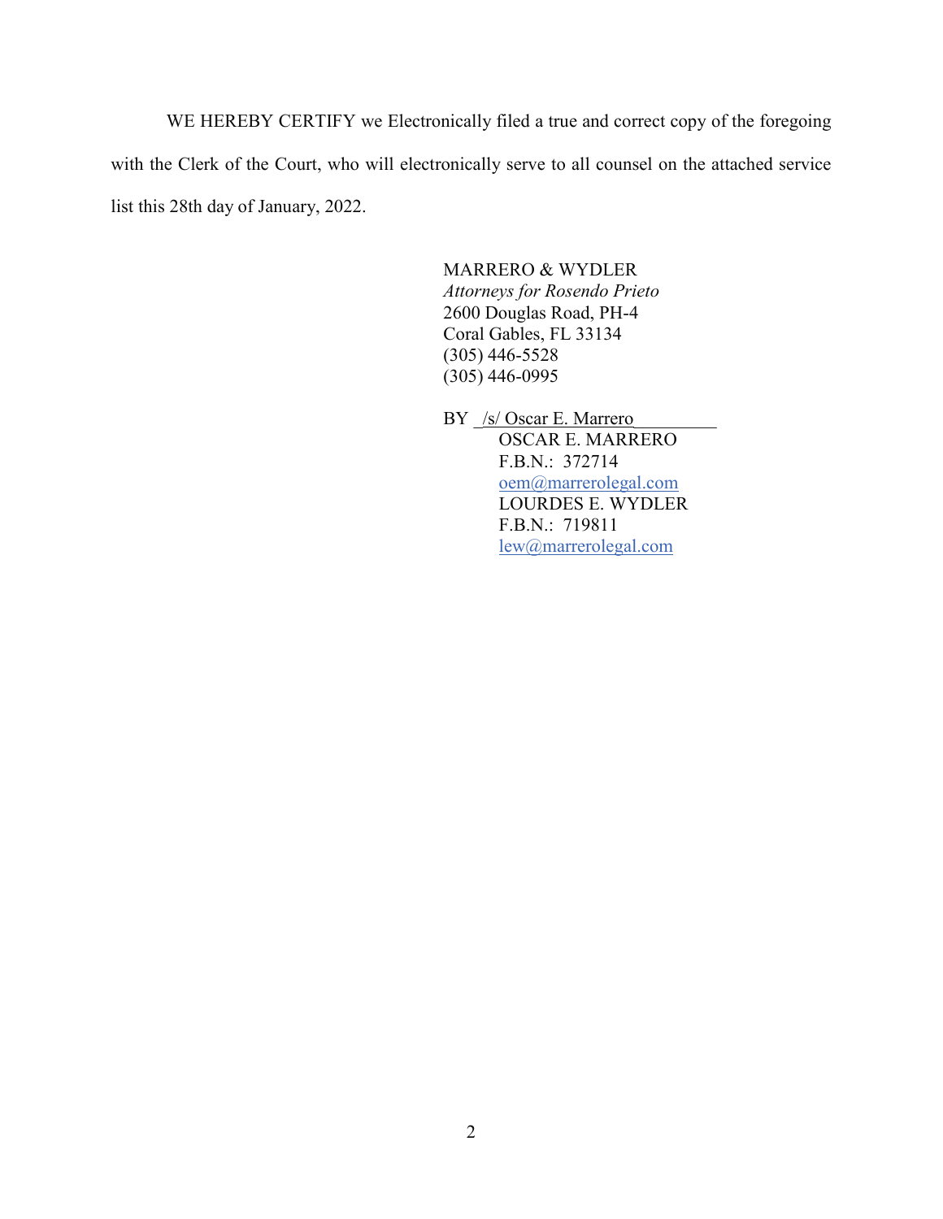WE HEREBY CERTIFY we Electronically filed a true and correct copy of the foregoing with the Clerk of the Court, who will electronically serve to all counsel on the attached service list this 28th day of January, 2022.

MARRERO & WYDLER  
*Attorneys for Rosendo Prieto*  
2600 Douglas Road, PH-4  
Coral Gables, FL 33134  
(305) 446-5528  
(305) 446-0995

BY /s/ Oscar E. Marrero  
OSCAR E. MARRERO  
F.B.N.: 372714  
oem@marrerolegal.com  
LOURDES E. WYDLER  
F.B.N.: 719811  
lew@marrerolegal.com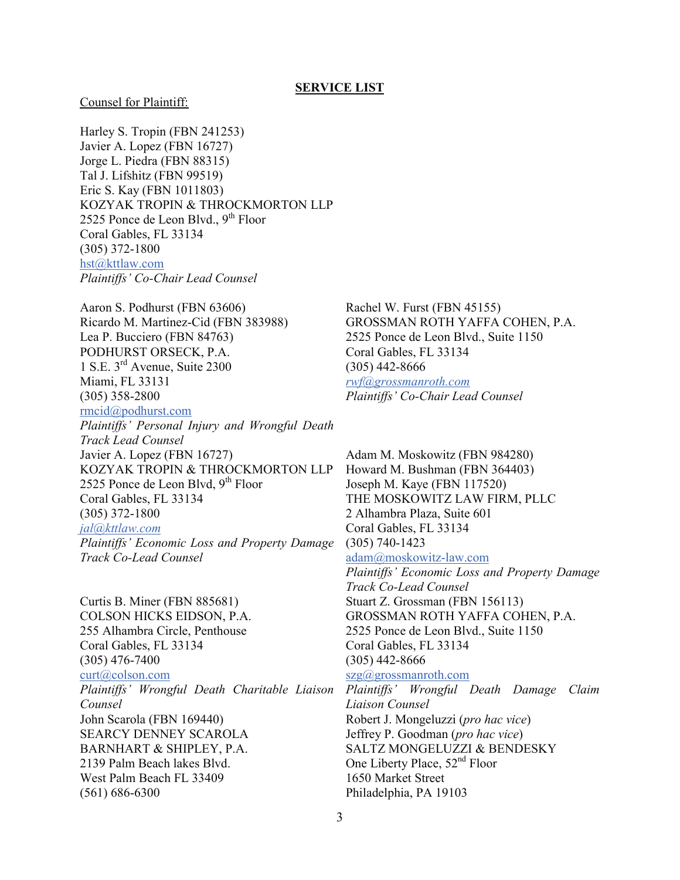## SERVICE LIST

<u>Counsel for Plaintiff:</u>

Harley S. Tropin (FBN 241253)
Javier A. Lopez (FBN 16727)
Jorge L. Piedra (FBN 88315)
Tal J. Lifshitz (FBN 99519)
Eric S. Kay (FBN 1011803)
KOZYAK TROPIN & THROCKMORTON LLP
2525 Ponce de Leon Blvd., 9th Floor
Coral Gables, FL 33134
(305) 372-1800
hst@kttlaw.com
*Plaintiffs' Co-Chair Lead Counsel*

Aaron S. Podhurst (FBN 63606)
Ricardo M. Martinez-Cid (FBN 383988)
Lea P. Bucciero (FBN 84763)
PODHURST ORSECK, P.A.
1 S.E. 3rd Avenue, Suite 2300
Miami, FL 33131
(305) 358-2800
rmcid@podhurst.com
*Plaintiffs' Personal Injury and Wrongful Death Track Lead Counsel*

Rachel W. Furst (FBN 45155)
GROSSMAN ROTH YAFFA COHEN, P.A.
2525 Ponce de Leon Blvd., Suite 1150
Coral Gables, FL 33134
(305) 442-8666
*rwf@grossmanroth.com*
*Plaintiffs' Co-Chair Lead Counsel*

Javier A. Lopez (FBN 16727)
KOZYAK TROPIN & THROCKMORTON LLP
2525 Ponce de Leon Blvd, 9th Floor
Coral Gables, FL 33134
(305) 372-1800
*jal@kttlaw.com*
*Plaintiffs' Economic Loss and Property Damage Track Co-Lead Counsel*

Adam M. Moskowitz (FBN 984280)
Howard M. Bushman (FBN 364403)
Joseph M. Kaye (FBN 117520)
THE MOSKOWITZ LAW FIRM, PLLC
2 Alhambra Plaza, Suite 601
Coral Gables, FL 33134
(305) 740-1423
adam@moskowitz-law.com
*Plaintiffs' Economic Loss and Property Damage Track Co-Lead Counsel*

Curtis B. Miner (FBN 885681)
COLSON HICKS EIDSON, P.A.
255 Alhambra Circle, Penthouse
Coral Gables, FL 33134
(305) 476-7400
curt@colson.com
*Plaintiffs' Wrongful Death Charitable Liaison Counsel*

Stuart Z. Grossman (FBN 156113)
GROSSMAN ROTH YAFFA COHEN, P.A.
2525 Ponce de Leon Blvd., Suite 1150
Coral Gables, FL 33134
(305) 442-8666
szg@grossmanroth.com
*Plaintiffs' Wrongful Death Damage Claim Liaison Counsel*

John Scarola (FBN 169440)
SEARCY DENNEY SCAROLA
BARNHART & SHIPLEY, P.A.
2139 Palm Beach lakes Blvd.
West Palm Beach FL 33409
(561) 686-6300

Robert J. Mongeluzzi (*pro hac vice*)
Jeffrey P. Goodman (*pro hac vice*)
SALTZ MONGELUZZI & BENDESKY
One Liberty Place, 52nd Floor
1650 Market Street
Philadelphia, PA 19103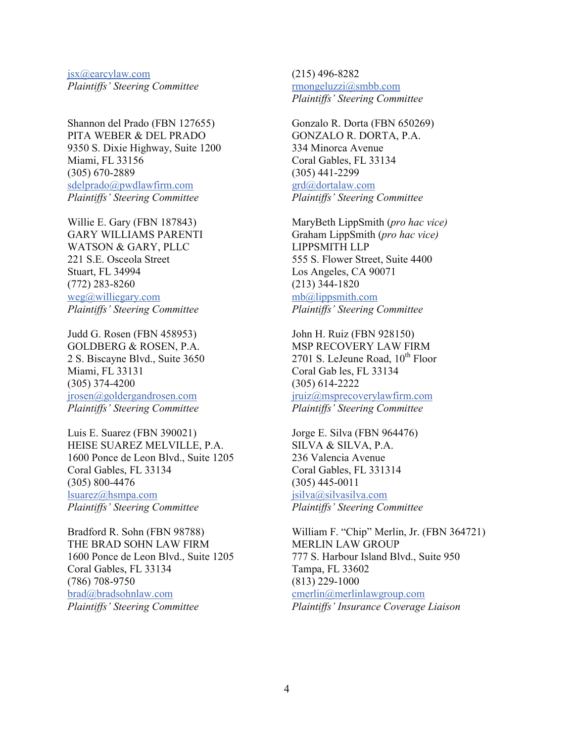jsx@earcylaw.com
*Plaintiffs' Steering Committee*

(215) 496-8282
rmongeluzzi@smbb.com
*Plaintiffs' Steering Committee*

Shannon del Prado (FBN 127655)
PITA WEBER & DEL PRADO
9350 S. Dixie Highway, Suite 1200
Miami, FL 33156
(305) 670-2889
sdelprado@pwdlawfirm.com
*Plaintiffs' Steering Committee*

Gonzalo R. Dorta (FBN 650269)
GONZALO R. DORTA, P.A.
334 Minorca Avenue
Coral Gables, FL 33134
(305) 441-2299
grd@dortalaw.com
*Plaintiffs' Steering Committee*

Willie E. Gary (FBN 187843)
GARY WILLIAMS PARENTI
WATSON & GARY, PLLC
221 S.E. Osceola Street
Stuart, FL 34994
(772) 283-8260
weg@williegary.com
*Plaintiffs' Steering Committee*

MaryBeth LippSmith (*pro hac vice)*
Graham LippSmith (*pro hac vice)*
LIPPSMITH LLP
555 S. Flower Street, Suite 4400
Los Angeles, CA 90071
(213) 344-1820
mb@lippsmith.com
*Plaintiffs' Steering Committee*

Judd G. Rosen (FBN 458953)
GOLDBERG & ROSEN, P.A.
2 S. Biscayne Blvd., Suite 3650
Miami, FL 33131
(305) 374-4200
jrosen@goldergandrosen.com
*Plaintiffs' Steering Committee*

John H. Ruiz (FBN 928150)
MSP RECOVERY LAW FIRM
2701 S. LeJeune Road, 10th Floor
Coral Gab les, FL 33134
(305) 614-2222
jruiz@msprecoverylawfirm.com
*Plaintiffs' Steering Committee*

Luis E. Suarez (FBN 390021)
HEISE SUAREZ MELVILLE, P.A.
1600 Ponce de Leon Blvd., Suite 1205
Coral Gables, FL 33134
(305) 800-4476
lsuarez@hsmpa.com
*Plaintiffs' Steering Committee*

Jorge E. Silva (FBN 964476)
SILVA & SILVA, P.A.
236 Valencia Avenue
Coral Gables, FL 331314
(305) 445-0011
jsilva@silvasilva.com
*Plaintiffs' Steering Committee*

Bradford R. Sohn (FBN 98788)
THE BRAD SOHN LAW FIRM
1600 Ponce de Leon Blvd., Suite 1205
Coral Gables, FL 33134
(786) 708-9750
brad@bradsohnlaw.com
*Plaintiffs' Steering Committee*

William F. "Chip" Merlin, Jr. (FBN 364721)
MERLIN LAW GROUP
777 S. Harbour Island Blvd., Suite 950
Tampa, FL 33602
(813) 229-1000
cmerlin@merlinlawgroup.com
*Plaintiffs' Insurance Coverage Liaison*